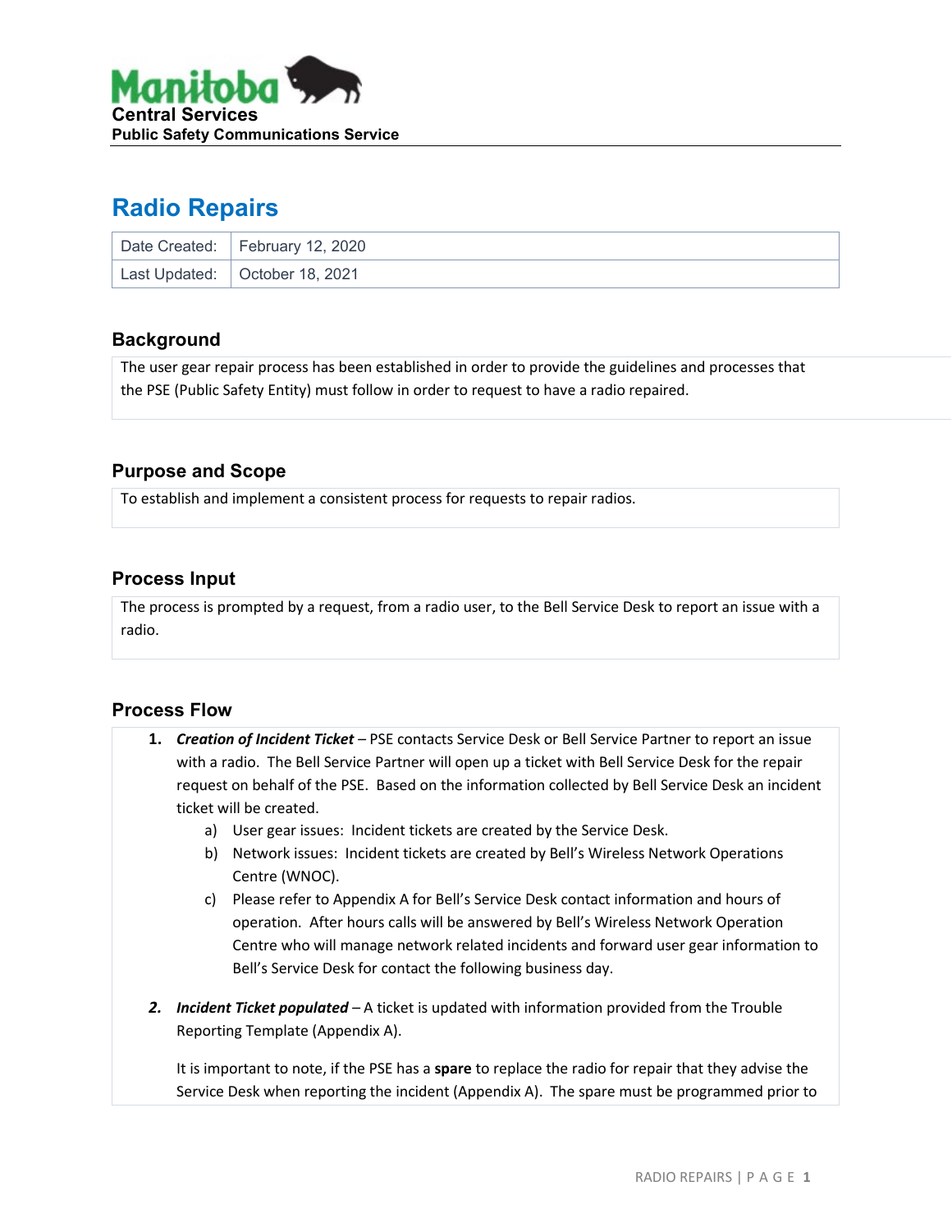Manitoba
**Central Services**
**Public Safety Communications Service**

# Radio Repairs

| Date Created: | February 12, 2020 |
| --- | --- |
| Last Updated: | October 18, 2021 |

## Background

The user gear repair process has been established in order to provide the guidelines and processes that the PSE (Public Safety Entity) must follow in order to request to have a radio repaired.

## Purpose and Scope

To establish and implement a consistent process for requests to repair radios.

## Process Input

The process is prompted by a request, from a radio user, to the Bell Service Desk to report an issue with a radio.

## Process Flow

1. ***Creation of Incident Ticket*** – PSE contacts Service Desk or Bell Service Partner to report an issue with a radio. The Bell Service Partner will open up a ticket with Bell Service Desk for the repair request on behalf of the PSE. Based on the information collected by Bell Service Desk an incident ticket will be created.
   a) User gear issues: Incident tickets are created by the Service Desk.
   b) Network issues: Incident tickets are created by Bell's Wireless Network Operations Centre (WNOC).
   c) Please refer to Appendix A for Bell's Service Desk contact information and hours of operation. After hours calls will be answered by Bell's Wireless Network Operation Centre who will manage network related incidents and forward user gear information to Bell's Service Desk for contact the following business day.

2. ***Incident Ticket populated*** – A ticket is updated with information provided from the Trouble Reporting Template (Appendix A).

   It is important to note, if the PSE has a **spare** to replace the radio for repair that they advise the Service Desk when reporting the incident (Appendix A). The spare must be programmed prior to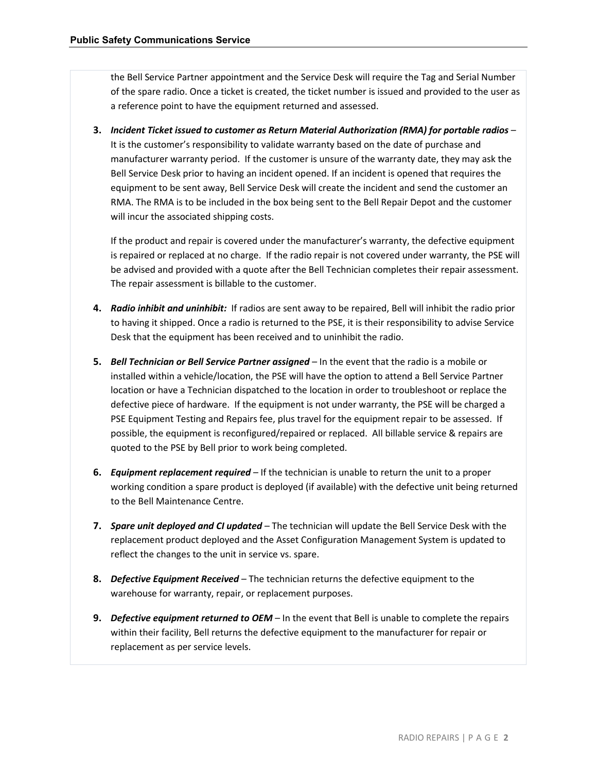the Bell Service Partner appointment and the Service Desk will require the Tag and Serial Number of the spare radio. Once a ticket is created, the ticket number is issued and provided to the user as a reference point to have the equipment returned and assessed.

3. ***Incident Ticket issued to customer as Return Material Authorization (RMA) for portable radios*** – It is the customer's responsibility to validate warranty based on the date of purchase and manufacturer warranty period. If the customer is unsure of the warranty date, they may ask the Bell Service Desk prior to having an incident opened. If an incident is opened that requires the equipment to be sent away, Bell Service Desk will create the incident and send the customer an RMA. The RMA is to be included in the box being sent to the Bell Repair Depot and the customer will incur the associated shipping costs.

   If the product and repair is covered under the manufacturer's warranty, the defective equipment is repaired or replaced at no charge. If the radio repair is not covered under warranty, the PSE will be advised and provided with a quote after the Bell Technician completes their repair assessment. The repair assessment is billable to the customer.

4. ***Radio inhibit and uninhibit:*** If radios are sent away to be repaired, Bell will inhibit the radio prior to having it shipped. Once a radio is returned to the PSE, it is their responsibility to advise Service Desk that the equipment has been received and to uninhibit the radio.

5. ***Bell Technician or Bell Service Partner assigned*** – In the event that the radio is a mobile or installed within a vehicle/location, the PSE will have the option to attend a Bell Service Partner location or have a Technician dispatched to the location in order to troubleshoot or replace the defective piece of hardware. If the equipment is not under warranty, the PSE will be charged a PSE Equipment Testing and Repairs fee, plus travel for the equipment repair to be assessed. If possible, the equipment is reconfigured/repaired or replaced. All billable service & repairs are quoted to the PSE by Bell prior to work being completed.

6. ***Equipment replacement required*** – If the technician is unable to return the unit to a proper working condition a spare product is deployed (if available) with the defective unit being returned to the Bell Maintenance Centre.

7. ***Spare unit deployed and CI updated*** – The technician will update the Bell Service Desk with the replacement product deployed and the Asset Configuration Management System is updated to reflect the changes to the unit in service vs. spare.

8. ***Defective Equipment Received*** – The technician returns the defective equipment to the warehouse for warranty, repair, or replacement purposes.

9. ***Defective equipment returned to OEM*** – In the event that Bell is unable to complete the repairs within their facility, Bell returns the defective equipment to the manufacturer for repair or replacement as per service levels.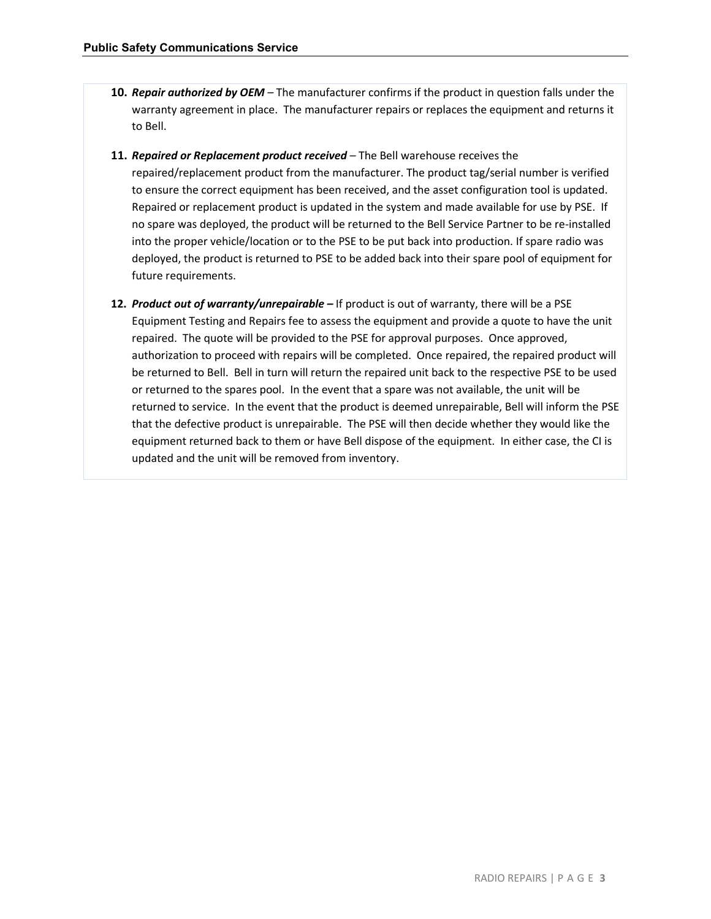10. ***Repair authorized by OEM*** – The manufacturer confirms if the product in question falls under the warranty agreement in place. The manufacturer repairs or replaces the equipment and returns it to Bell.

11. ***Repaired or Replacement product received*** – The Bell warehouse receives the repaired/replacement product from the manufacturer. The product tag/serial number is verified to ensure the correct equipment has been received, and the asset configuration tool is updated. Repaired or replacement product is updated in the system and made available for use by PSE. If no spare was deployed, the product will be returned to the Bell Service Partner to be re-installed into the proper vehicle/location or to the PSE to be put back into production. If spare radio was deployed, the product is returned to PSE to be added back into their spare pool of equipment for future requirements.

12. ***Product out of warranty/unrepairable*** **–** If product is out of warranty, there will be a PSE Equipment Testing and Repairs fee to assess the equipment and provide a quote to have the unit repaired. The quote will be provided to the PSE for approval purposes. Once approved, authorization to proceed with repairs will be completed. Once repaired, the repaired product will be returned to Bell. Bell in turn will return the repaired unit back to the respective PSE to be used or returned to the spares pool. In the event that a spare was not available, the unit will be returned to service. In the event that the product is deemed unrepairable, Bell will inform the PSE that the defective product is unrepairable. The PSE will then decide whether they would like the equipment returned back to them or have Bell dispose of the equipment. In either case, the CI is updated and the unit will be removed from inventory.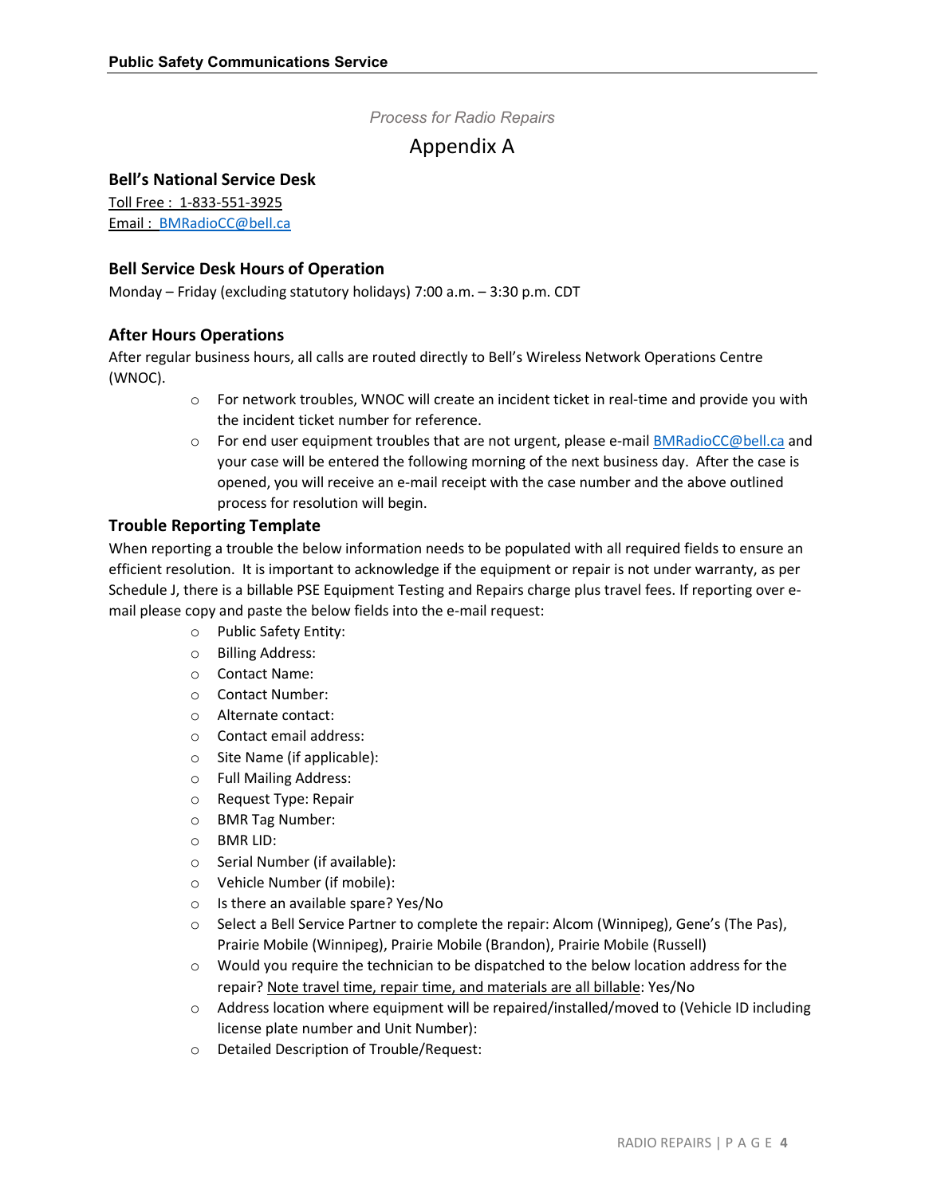*Process for Radio Repairs*

# Appendix A

### Bell's National Service Desk

Toll Free : 1-833-551-3925

Email : BMRadioCC@bell.ca

### Bell Service Desk Hours of Operation

Monday – Friday (excluding statutory holidays) 7:00 a.m. – 3:30 p.m. CDT

### After Hours Operations

After regular business hours, all calls are routed directly to Bell's Wireless Network Operations Centre (WNOC).

- For network troubles, WNOC will create an incident ticket in real-time and provide you with the incident ticket number for reference.
- For end user equipment troubles that are not urgent, please e-mail BMRadioCC@bell.ca and your case will be entered the following morning of the next business day. After the case is opened, you will receive an e-mail receipt with the case number and the above outlined process for resolution will begin.

### Trouble Reporting Template

When reporting a trouble the below information needs to be populated with all required fields to ensure an efficient resolution. It is important to acknowledge if the equipment or repair is not under warranty, as per Schedule J, there is a billable PSE Equipment Testing and Repairs charge plus travel fees. If reporting over e-mail please copy and paste the below fields into the e-mail request:

- Public Safety Entity:
- Billing Address:
- Contact Name:
- Contact Number:
- Alternate contact:
- Contact email address:
- Site Name (if applicable):
- Full Mailing Address:
- Request Type: Repair
- BMR Tag Number:
- BMR LID:
- Serial Number (if available):
- Vehicle Number (if mobile):
- Is there an available spare? Yes/No
- Select a Bell Service Partner to complete the repair: Alcom (Winnipeg), Gene's (The Pas), Prairie Mobile (Winnipeg), Prairie Mobile (Brandon), Prairie Mobile (Russell)
- Would you require the technician to be dispatched to the below location address for the repair? Note travel time, repair time, and materials are all billable: Yes/No
- Address location where equipment will be repaired/installed/moved to (Vehicle ID including license plate number and Unit Number):
- Detailed Description of Trouble/Request: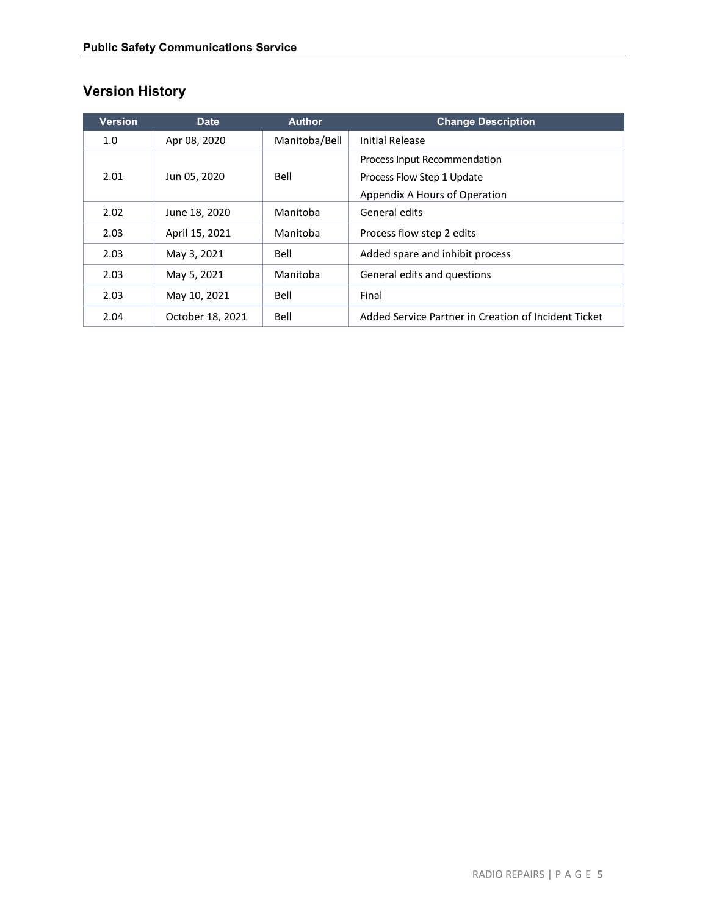## Version History

| Version | Date | Author | Change Description |
| --- | --- | --- | --- |
| 1.0 | Apr 08, 2020 | Manitoba/Bell | Initial Release |
| 2.01 | Jun 05, 2020 | Bell | Process Input Recommendation<br>Process Flow Step 1 Update<br>Appendix A Hours of Operation |
| 2.02 | June 18, 2020 | Manitoba | General edits |
| 2.03 | April 15, 2021 | Manitoba | Process flow step 2 edits |
| 2.03 | May 3, 2021 | Bell | Added spare and inhibit process |
| 2.03 | May 5, 2021 | Manitoba | General edits and questions |
| 2.03 | May 10, 2021 | Bell | Final |
| 2.04 | October 18, 2021 | Bell | Added Service Partner in Creation of Incident Ticket |